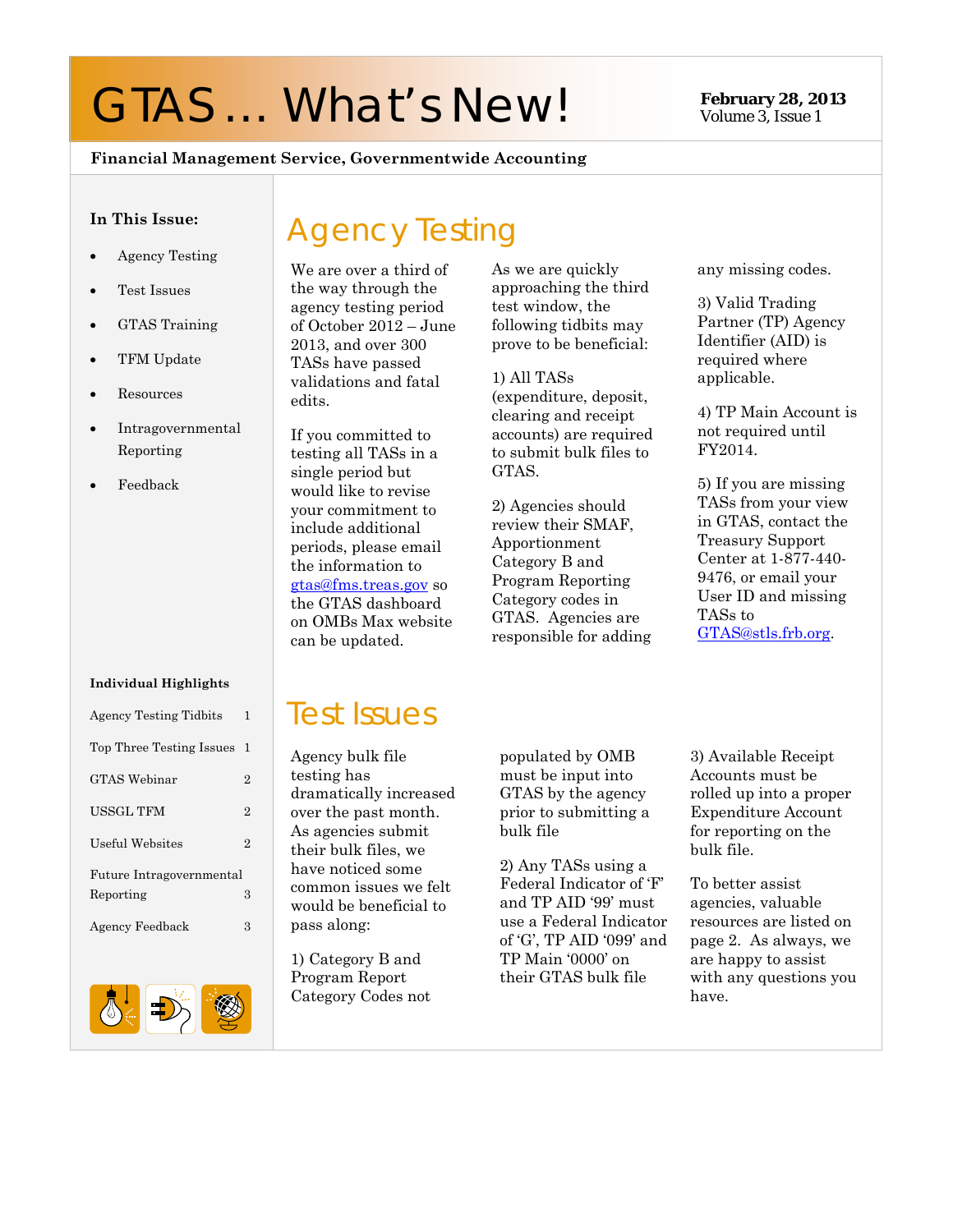# GTAS … What's New!

**February 28, 2013**
Volume 3, Issue 1

**Financial Management Service, Governmentwide Accounting**

**In This Issue:**

- Agency Testing
- Test Issues
- GTAS Training
- TFM Update
- Resources
- Intragovernmental Reporting
- Feedback

**Individual Highlights**

| | |
|---|---|
| Agency Testing Tidbits | 1 |
| Top Three Testing Issues | 1 |
| GTAS Webinar | 2 |
| USSGL TFM | 2 |
| Useful Websites | 2 |
| Future Intragovernmental Reporting | 3 |
| Agency Feedback | 3 |

## Agency Testing

We are over a third of the way through the agency testing period of October 2012 – June 2013, and over 300 TASs have passed validations and fatal edits.

If you committed to testing all TASs in a single period but would like to revise your commitment to include additional periods, please email the information to gtas@fms.treas.gov so the GTAS dashboard on OMBs Max website can be updated.

As we are quickly approaching the third test window, the following tidbits may prove to be beneficial:

1) All TASs (expenditure, deposit, clearing and receipt accounts) are required to submit bulk files to GTAS.

2) Agencies should review their SMAF, Apportionment Category B and Program Reporting Category codes in GTAS. Agencies are responsible for adding any missing codes.

3) Valid Trading Partner (TP) Agency Identifier (AID) is required where applicable.

4) TP Main Account is not required until FY2014.

5) If you are missing TASs from your view in GTAS, contact the Treasury Support Center at 1-877-440-9476, or email your User ID and missing TASs to GTAS@stls.frb.org.

## Test Issues

Agency bulk file testing has dramatically increased over the past month. As agencies submit their bulk files, we have noticed some common issues we felt would be beneficial to pass along:

1) Category B and Program Report Category Codes not populated by OMB must be input into GTAS by the agency prior to submitting a bulk file

2) Any TASs using a Federal Indicator of 'F' and TP AID '99' must use a Federal Indicator of 'G', TP AID '099' and TP Main '0000' on their GTAS bulk file

3) Available Receipt Accounts must be rolled up into a proper Expenditure Account for reporting on the bulk file.

To better assist agencies, valuable resources are listed on page 2. As always, we are happy to assist with any questions you have.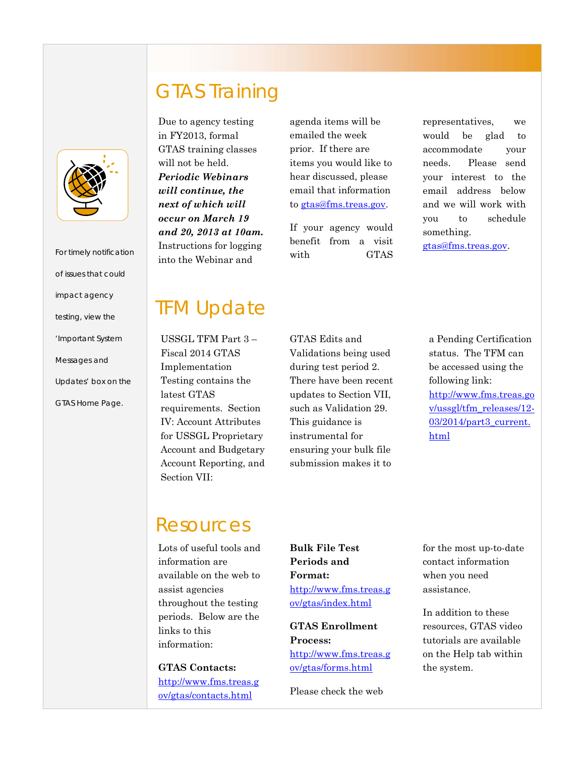For timely notification of issues that could impact agency testing, view the 'Important System Messages and Updates' box on the GTAS Home Page.

## GTAS Training

Due to agency testing in FY2013, formal GTAS training classes will not be held. ***Periodic Webinars will continue, the next of which will occur on March 19 and 20, 2013 at 10am.*** Instructions for logging into the Webinar and agenda items will be emailed the week prior. If there are items you would like to hear discussed, please email that information to gtas@fms.treas.gov.

If your agency would benefit from a visit with GTAS representatives, we would be glad to accommodate your needs. Please send your interest to the email address below and we will work with you to schedule something. gtas@fms.treas.gov.

## TFM Update

USSGL TFM Part 3 – Fiscal 2014 GTAS Implementation Testing contains the latest GTAS requirements. Section IV: Account Attributes for USSGL Proprietary Account and Budgetary Account Reporting, and Section VII: GTAS Edits and Validations being used during test period 2. There have been recent updates to Section VII, such as Validation 29. This guidance is instrumental for ensuring your bulk file submission makes it to a Pending Certification status. The TFM can be accessed using the following link: http://www.fms.treas.gov/ussgl/tfm_releases/12-03/2014/part3_current.html

## Resources

Lots of useful tools and information are available on the web to assist agencies throughout the testing periods. Below are the links to this information:

**GTAS Contacts:** http://www.fms.treas.gov/gtas/contacts.html

**Bulk File Test Periods and Format:** http://www.fms.treas.gov/gtas/index.html

**GTAS Enrollment Process:** http://www.fms.treas.gov/gtas/forms.html

Please check the web for the most up-to-date contact information when you need assistance.

In addition to these resources, GTAS video tutorials are available on the Help tab within the system.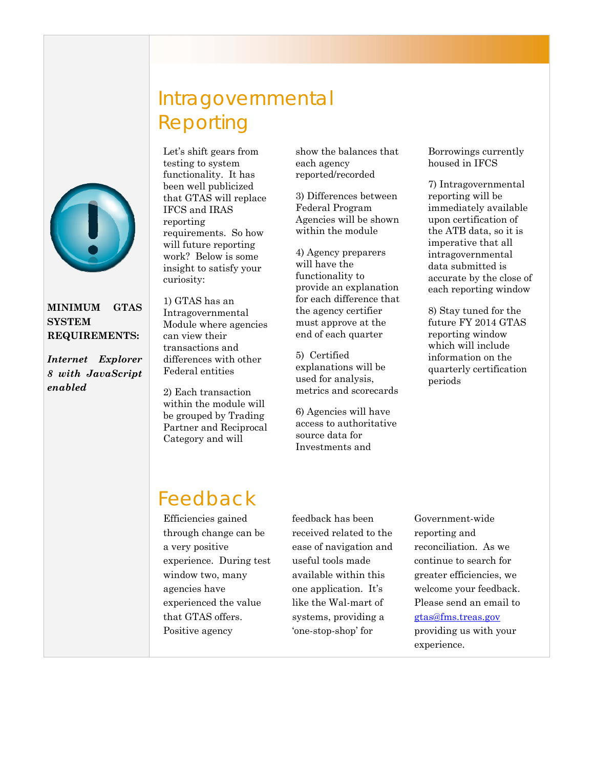**MINIMUM GTAS SYSTEM REQUIREMENTS:**

***Internet Explorer 8 with JavaScript enabled***

# Intragovernmental Reporting

Let's shift gears from testing to system functionality. It has been well publicized that GTAS will replace IFCS and IRAS reporting requirements. So how will future reporting work? Below is some insight to satisfy your curiosity:

1) GTAS has an Intragovernmental Module where agencies can view their transactions and differences with other Federal entities

2) Each transaction within the module will be grouped by Trading Partner and Reciprocal Category and will show the balances that each agency reported/recorded

3) Differences between Federal Program Agencies will be shown within the module

4) Agency preparers will have the functionality to provide an explanation for each difference that the agency certifier must approve at the end of each quarter

5) Certified explanations will be used for analysis, metrics and scorecards

6) Agencies will have access to authoritative source data for Investments and Borrowings currently housed in IFCS

7) Intragovernmental reporting will be immediately available upon certification of the ATB data, so it is imperative that all intragovernmental data submitted is accurate by the close of each reporting window

8) Stay tuned for the future FY 2014 GTAS reporting window which will include information on the quarterly certification periods

# Feedback

Efficiencies gained through change can be a very positive experience. During test window two, many agencies have experienced the value that GTAS offers. Positive agency feedback has been received related to the ease of navigation and useful tools made available within this one application. It's like the Wal-mart of systems, providing a 'one-stop-shop' for Government-wide reporting and reconciliation. As we continue to search for greater efficiencies, we welcome your feedback. Please send an email to gtas@fms.treas.gov providing us with your experience.